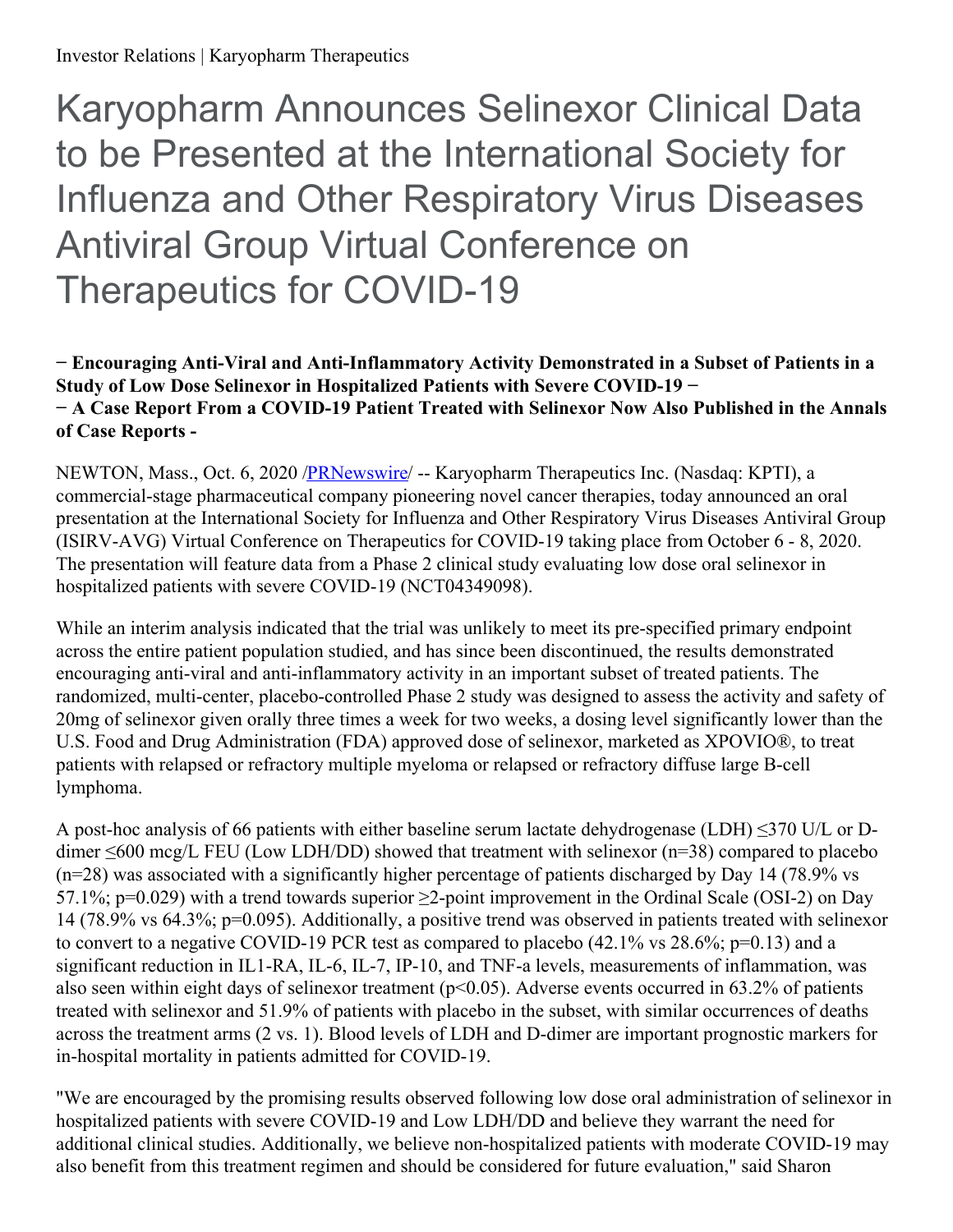# Karyopharm Announces Selinexor Clinical Data to be Presented at the International Society for Influenza and Other Respiratory Virus Diseases Antiviral Group Virtual Conference on Therapeutics for COVID-19

**− Encouraging Anti-Viral and Anti-Inflammatory Activity Demonstrated in a Subset of Patients in a Study of Low Dose Selinexor in Hospitalized Patients with Severe COVID-19 −**
**− A Case Report From a COVID-19 Patient Treated with Selinexor Now Also Published in the Annals of Case Reports -**

NEWTON, Mass., Oct. 6, 2020 /PRNewswire/ -- Karyopharm Therapeutics Inc. (Nasdaq: KPTI), a commercial-stage pharmaceutical company pioneering novel cancer therapies, today announced an oral presentation at the International Society for Influenza and Other Respiratory Virus Diseases Antiviral Group (ISIRV-AVG) Virtual Conference on Therapeutics for COVID-19 taking place from October 6 - 8, 2020. The presentation will feature data from a Phase 2 clinical study evaluating low dose oral selinexor in hospitalized patients with severe COVID-19 (NCT04349098).

While an interim analysis indicated that the trial was unlikely to meet its pre-specified primary endpoint across the entire patient population studied, and has since been discontinued, the results demonstrated encouraging anti-viral and anti-inflammatory activity in an important subset of treated patients. The randomized, multi-center, placebo-controlled Phase 2 study was designed to assess the activity and safety of 20mg of selinexor given orally three times a week for two weeks, a dosing level significantly lower than the U.S. Food and Drug Administration (FDA) approved dose of selinexor, marketed as XPOVIO®, to treat patients with relapsed or refractory multiple myeloma or relapsed or refractory diffuse large B-cell lymphoma.

A post-hoc analysis of 66 patients with either baseline serum lactate dehydrogenase (LDH) ≤370 U/L or D-dimer ≤600 mcg/L FEU (Low LDH/DD) showed that treatment with selinexor (n=38) compared to placebo (n=28) was associated with a significantly higher percentage of patients discharged by Day 14 (78.9% vs 57.1%; $p=0.029$) with a trend towards superior ≥2-point improvement in the Ordinal Scale (OSI-2) on Day 14 (78.9% vs 64.3%; $p=0.095$). Additionally, a positive trend was observed in patients treated with selinexor to convert to a negative COVID-19 PCR test as compared to placebo (42.1% vs 28.6%; $p=0.13$) and a significant reduction in IL1-RA, IL-6, IL-7, IP-10, and TNF-a levels, measurements of inflammation, was also seen within eight days of selinexor treatment ($p<0.05$). Adverse events occurred in 63.2% of patients treated with selinexor and 51.9% of patients with placebo in the subset, with similar occurrences of deaths across the treatment arms (2 vs. 1). Blood levels of LDH and D-dimer are important prognostic markers for in-hospital mortality in patients admitted for COVID-19.

"We are encouraged by the promising results observed following low dose oral administration of selinexor in hospitalized patients with severe COVID-19 and Low LDH/DD and believe they warrant the need for additional clinical studies. Additionally, we believe non-hospitalized patients with moderate COVID-19 may also benefit from this treatment regimen and should be considered for future evaluation," said Sharon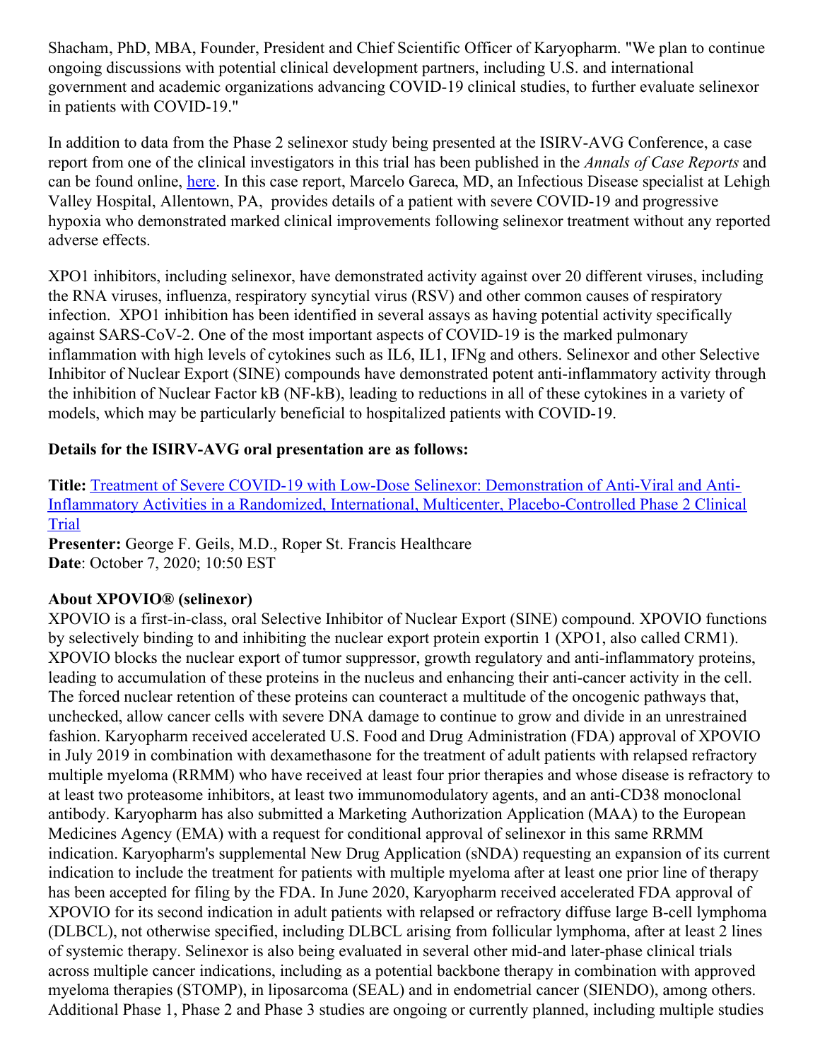Shacham, PhD, MBA, Founder, President and Chief Scientific Officer of Karyopharm. "We plan to continue ongoing discussions with potential clinical development partners, including U.S. and international government and academic organizations advancing COVID-19 clinical studies, to further evaluate selinexor in patients with COVID-19."

In addition to data from the Phase 2 selinexor study being presented at the ISIRV-AVG Conference, a case report from one of the clinical investigators in this trial has been published in the *Annals of Case Reports* and can be found online, [here](). In this case report, Marcelo Gareca, MD, an Infectious Disease specialist at Lehigh Valley Hospital, Allentown, PA, provides details of a patient with severe COVID-19 and progressive hypoxia who demonstrated marked clinical improvements following selinexor treatment without any reported adverse effects.

XPO1 inhibitors, including selinexor, have demonstrated activity against over 20 different viruses, including the RNA viruses, influenza, respiratory syncytial virus (RSV) and other common causes of respiratory infection. XPO1 inhibition has been identified in several assays as having potential activity specifically against SARS-CoV-2. One of the most important aspects of COVID-19 is the marked pulmonary inflammation with high levels of cytokines such as IL6, IL1, IFNg and others. Selinexor and other Selective Inhibitor of Nuclear Export (SINE) compounds have demonstrated potent anti-inflammatory activity through the inhibition of Nuclear Factor kB (NF-kB), leading to reductions in all of these cytokines in a variety of models, which may be particularly beneficial to hospitalized patients with COVID-19.

**Details for the ISIRV-AVG oral presentation are as follows:**

**Title:** [Treatment of Severe COVID-19 with Low-Dose Selinexor: Demonstration of Anti-Viral and Anti-Inflammatory Activities in a Randomized, International, Multicenter, Placebo-Controlled Phase 2 Clinical Trial]()
**Presenter:** George F. Geils, M.D., Roper St. Francis Healthcare
**Date**: October 7, 2020; 10:50 EST

**About XPOVIO® (selinexor)**
XPOVIO is a first-in-class, oral Selective Inhibitor of Nuclear Export (SINE) compound. XPOVIO functions by selectively binding to and inhibiting the nuclear export protein exportin 1 (XPO1, also called CRM1). XPOVIO blocks the nuclear export of tumor suppressor, growth regulatory and anti-inflammatory proteins, leading to accumulation of these proteins in the nucleus and enhancing their anti-cancer activity in the cell. The forced nuclear retention of these proteins can counteract a multitude of the oncogenic pathways that, unchecked, allow cancer cells with severe DNA damage to continue to grow and divide in an unrestrained fashion. Karyopharm received accelerated U.S. Food and Drug Administration (FDA) approval of XPOVIO in July 2019 in combination with dexamethasone for the treatment of adult patients with relapsed refractory multiple myeloma (RRMM) who have received at least four prior therapies and whose disease is refractory to at least two proteasome inhibitors, at least two immunomodulatory agents, and an anti-CD38 monoclonal antibody. Karyopharm has also submitted a Marketing Authorization Application (MAA) to the European Medicines Agency (EMA) with a request for conditional approval of selinexor in this same RRMM indication. Karyopharm's supplemental New Drug Application (sNDA) requesting an expansion of its current indication to include the treatment for patients with multiple myeloma after at least one prior line of therapy has been accepted for filing by the FDA. In June 2020, Karyopharm received accelerated FDA approval of XPOVIO for its second indication in adult patients with relapsed or refractory diffuse large B-cell lymphoma (DLBCL), not otherwise specified, including DLBCL arising from follicular lymphoma, after at least 2 lines of systemic therapy. Selinexor is also being evaluated in several other mid-and later-phase clinical trials across multiple cancer indications, including as a potential backbone therapy in combination with approved myeloma therapies (STOMP), in liposarcoma (SEAL) and in endometrial cancer (SIENDO), among others. Additional Phase 1, Phase 2 and Phase 3 studies are ongoing or currently planned, including multiple studies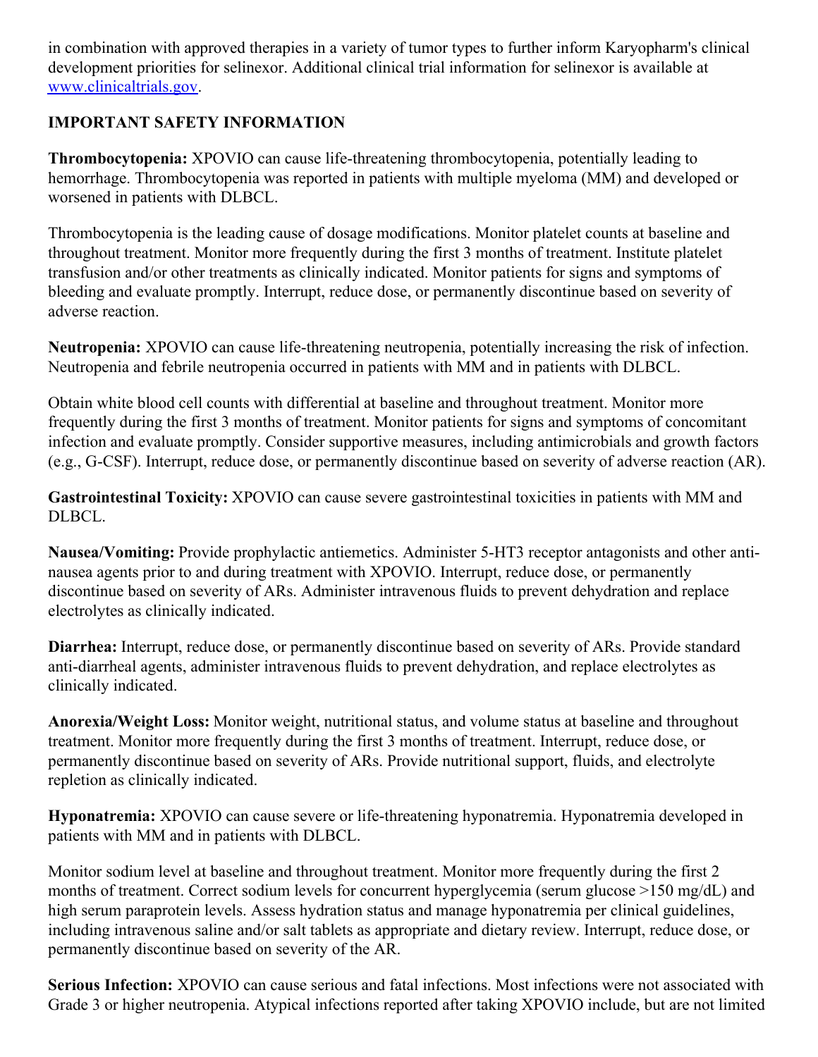in combination with approved therapies in a variety of tumor types to further inform Karyopharm's clinical development priorities for selinexor. Additional clinical trial information for selinexor is available at www.clinicaltrials.gov.

**IMPORTANT SAFETY INFORMATION**

**Thrombocytopenia:** XPOVIO can cause life-threatening thrombocytopenia, potentially leading to hemorrhage. Thrombocytopenia was reported in patients with multiple myeloma (MM) and developed or worsened in patients with DLBCL.

Thrombocytopenia is the leading cause of dosage modifications. Monitor platelet counts at baseline and throughout treatment. Monitor more frequently during the first 3 months of treatment. Institute platelet transfusion and/or other treatments as clinically indicated. Monitor patients for signs and symptoms of bleeding and evaluate promptly. Interrupt, reduce dose, or permanently discontinue based on severity of adverse reaction.

**Neutropenia:** XPOVIO can cause life-threatening neutropenia, potentially increasing the risk of infection. Neutropenia and febrile neutropenia occurred in patients with MM and in patients with DLBCL.

Obtain white blood cell counts with differential at baseline and throughout treatment. Monitor more frequently during the first 3 months of treatment. Monitor patients for signs and symptoms of concomitant infection and evaluate promptly. Consider supportive measures, including antimicrobials and growth factors (e.g., G-CSF). Interrupt, reduce dose, or permanently discontinue based on severity of adverse reaction (AR).

**Gastrointestinal Toxicity:** XPOVIO can cause severe gastrointestinal toxicities in patients with MM and DLBCL.

**Nausea/Vomiting:** Provide prophylactic antiemetics. Administer 5-HT3 receptor antagonists and other anti-nausea agents prior to and during treatment with XPOVIO. Interrupt, reduce dose, or permanently discontinue based on severity of ARs. Administer intravenous fluids to prevent dehydration and replace electrolytes as clinically indicated.

**Diarrhea:** Interrupt, reduce dose, or permanently discontinue based on severity of ARs. Provide standard anti-diarrheal agents, administer intravenous fluids to prevent dehydration, and replace electrolytes as clinically indicated.

**Anorexia/Weight Loss:** Monitor weight, nutritional status, and volume status at baseline and throughout treatment. Monitor more frequently during the first 3 months of treatment. Interrupt, reduce dose, or permanently discontinue based on severity of ARs. Provide nutritional support, fluids, and electrolyte repletion as clinically indicated.

**Hyponatremia:** XPOVIO can cause severe or life-threatening hyponatremia. Hyponatremia developed in patients with MM and in patients with DLBCL.

Monitor sodium level at baseline and throughout treatment. Monitor more frequently during the first 2 months of treatment. Correct sodium levels for concurrent hyperglycemia (serum glucose >150 mg/dL) and high serum paraprotein levels. Assess hydration status and manage hyponatremia per clinical guidelines, including intravenous saline and/or salt tablets as appropriate and dietary review. Interrupt, reduce dose, or permanently discontinue based on severity of the AR.

**Serious Infection:** XPOVIO can cause serious and fatal infections. Most infections were not associated with Grade 3 or higher neutropenia. Atypical infections reported after taking XPOVIO include, but are not limited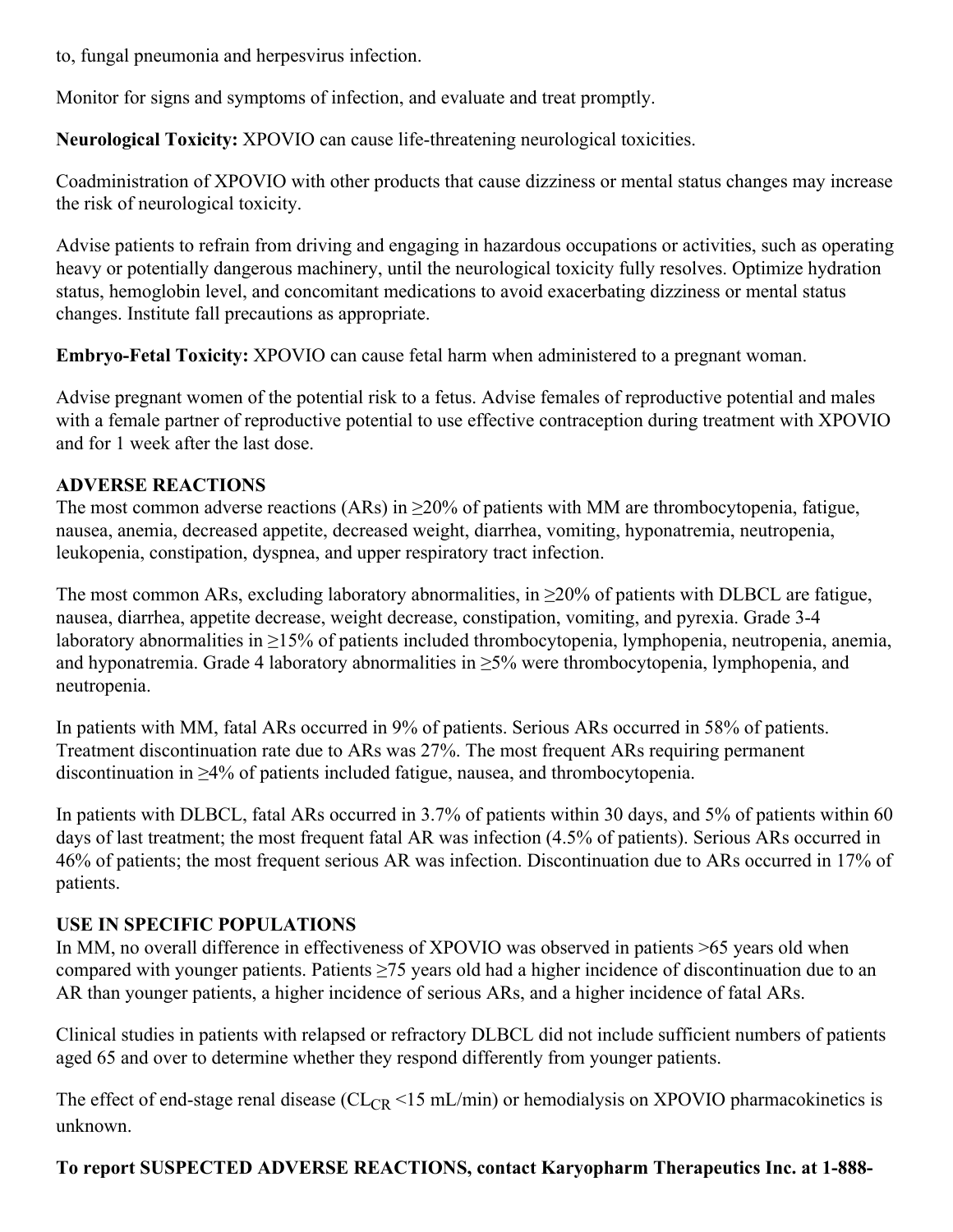to, fungal pneumonia and herpesvirus infection.

Monitor for signs and symptoms of infection, and evaluate and treat promptly.

**Neurological Toxicity:** XPOVIO can cause life-threatening neurological toxicities.

Coadministration of XPOVIO with other products that cause dizziness or mental status changes may increase the risk of neurological toxicity.

Advise patients to refrain from driving and engaging in hazardous occupations or activities, such as operating heavy or potentially dangerous machinery, until the neurological toxicity fully resolves. Optimize hydration status, hemoglobin level, and concomitant medications to avoid exacerbating dizziness or mental status changes. Institute fall precautions as appropriate.

**Embryo-Fetal Toxicity:** XPOVIO can cause fetal harm when administered to a pregnant woman.

Advise pregnant women of the potential risk to a fetus. Advise females of reproductive potential and males with a female partner of reproductive potential to use effective contraception during treatment with XPOVIO and for 1 week after the last dose.

**ADVERSE REACTIONS**

The most common adverse reactions (ARs) in ≥20% of patients with MM are thrombocytopenia, fatigue, nausea, anemia, decreased appetite, decreased weight, diarrhea, vomiting, hyponatremia, neutropenia, leukopenia, constipation, dyspnea, and upper respiratory tract infection.

The most common ARs, excluding laboratory abnormalities, in ≥20% of patients with DLBCL are fatigue, nausea, diarrhea, appetite decrease, weight decrease, constipation, vomiting, and pyrexia. Grade 3-4 laboratory abnormalities in ≥15% of patients included thrombocytopenia, lymphopenia, neutropenia, anemia, and hyponatremia. Grade 4 laboratory abnormalities in ≥5% were thrombocytopenia, lymphopenia, and neutropenia.

In patients with MM, fatal ARs occurred in 9% of patients. Serious ARs occurred in 58% of patients. Treatment discontinuation rate due to ARs was 27%. The most frequent ARs requiring permanent discontinuation in ≥4% of patients included fatigue, nausea, and thrombocytopenia.

In patients with DLBCL, fatal ARs occurred in 3.7% of patients within 30 days, and 5% of patients within 60 days of last treatment; the most frequent fatal AR was infection (4.5% of patients). Serious ARs occurred in 46% of patients; the most frequent serious AR was infection. Discontinuation due to ARs occurred in 17% of patients.

**USE IN SPECIFIC POPULATIONS**

In MM, no overall difference in effectiveness of XPOVIO was observed in patients >65 years old when compared with younger patients. Patients ≥75 years old had a higher incidence of discontinuation due to an AR than younger patients, a higher incidence of serious ARs, and a higher incidence of fatal ARs.

Clinical studies in patients with relapsed or refractory DLBCL did not include sufficient numbers of patients aged 65 and over to determine whether they respond differently from younger patients.

The effect of end-stage renal disease ($CL_{CR}$ <15 mL/min) or hemodialysis on XPOVIO pharmacokinetics is unknown.

**To report SUSPECTED ADVERSE REACTIONS, contact Karyopharm Therapeutics Inc. at 1-888-**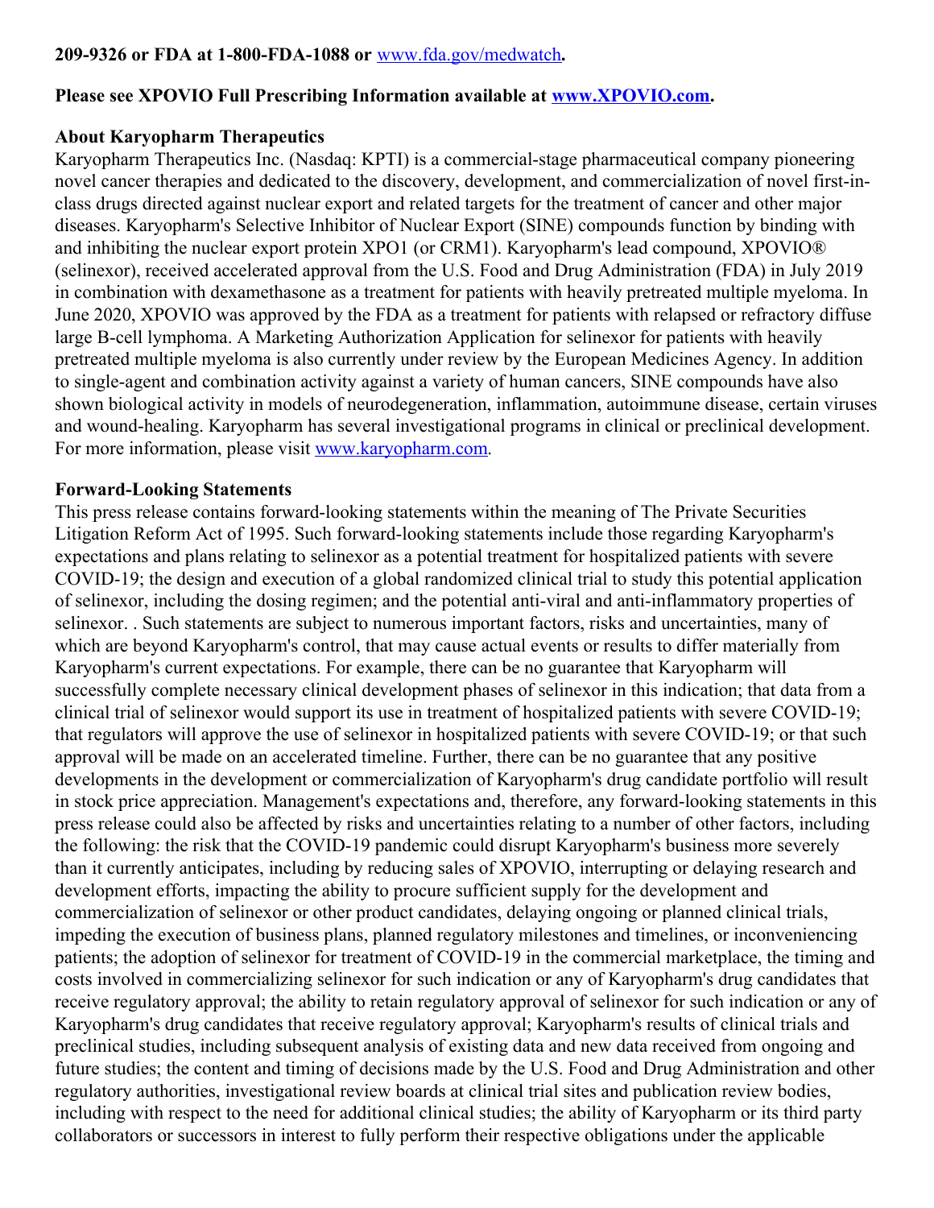**209-9326 or FDA at 1-800-FDA-1088 or [www.fda.gov/medwatch](www.fda.gov/medwatch).**

**Please see XPOVIO Full Prescribing Information available at [www.XPOVIO.com](www.XPOVIO.com).**

**About Karyopharm Therapeutics**

Karyopharm Therapeutics Inc. (Nasdaq: KPTI) is a commercial-stage pharmaceutical company pioneering novel cancer therapies and dedicated to the discovery, development, and commercialization of novel first-in-class drugs directed against nuclear export and related targets for the treatment of cancer and other major diseases. Karyopharm's Selective Inhibitor of Nuclear Export (SINE) compounds function by binding with and inhibiting the nuclear export protein XPO1 (or CRM1). Karyopharm's lead compound, XPOVIO® (selinexor), received accelerated approval from the U.S. Food and Drug Administration (FDA) in July 2019 in combination with dexamethasone as a treatment for patients with heavily pretreated multiple myeloma. In June 2020, XPOVIO was approved by the FDA as a treatment for patients with relapsed or refractory diffuse large B-cell lymphoma. A Marketing Authorization Application for selinexor for patients with heavily pretreated multiple myeloma is also currently under review by the European Medicines Agency. In addition to single-agent and combination activity against a variety of human cancers, SINE compounds have also shown biological activity in models of neurodegeneration, inflammation, autoimmune disease, certain viruses and wound-healing. Karyopharm has several investigational programs in clinical or preclinical development. For more information, please visit [www.karyopharm.com](www.karyopharm.com).

**Forward-Looking Statements**

This press release contains forward-looking statements within the meaning of The Private Securities Litigation Reform Act of 1995. Such forward-looking statements include those regarding Karyopharm's expectations and plans relating to selinexor as a potential treatment for hospitalized patients with severe COVID-19; the design and execution of a global randomized clinical trial to study this potential application of selinexor, including the dosing regimen; and the potential anti-viral and anti-inflammatory properties of selinexor. . Such statements are subject to numerous important factors, risks and uncertainties, many of which are beyond Karyopharm's control, that may cause actual events or results to differ materially from Karyopharm's current expectations. For example, there can be no guarantee that Karyopharm will successfully complete necessary clinical development phases of selinexor in this indication; that data from a clinical trial of selinexor would support its use in treatment of hospitalized patients with severe COVID-19; that regulators will approve the use of selinexor in hospitalized patients with severe COVID-19; or that such approval will be made on an accelerated timeline. Further, there can be no guarantee that any positive developments in the development or commercialization of Karyopharm's drug candidate portfolio will result in stock price appreciation. Management's expectations and, therefore, any forward-looking statements in this press release could also be affected by risks and uncertainties relating to a number of other factors, including the following: the risk that the COVID-19 pandemic could disrupt Karyopharm's business more severely than it currently anticipates, including by reducing sales of XPOVIO, interrupting or delaying research and development efforts, impacting the ability to procure sufficient supply for the development and commercialization of selinexor or other product candidates, delaying ongoing or planned clinical trials, impeding the execution of business plans, planned regulatory milestones and timelines, or inconveniencing patients; the adoption of selinexor for treatment of COVID-19 in the commercial marketplace, the timing and costs involved in commercializing selinexor for such indication or any of Karyopharm's drug candidates that receive regulatory approval; the ability to retain regulatory approval of selinexor for such indication or any of Karyopharm's drug candidates that receive regulatory approval; Karyopharm's results of clinical trials and preclinical studies, including subsequent analysis of existing data and new data received from ongoing and future studies; the content and timing of decisions made by the U.S. Food and Drug Administration and other regulatory authorities, investigational review boards at clinical trial sites and publication review bodies, including with respect to the need for additional clinical studies; the ability of Karyopharm or its third party collaborators or successors in interest to fully perform their respective obligations under the applicable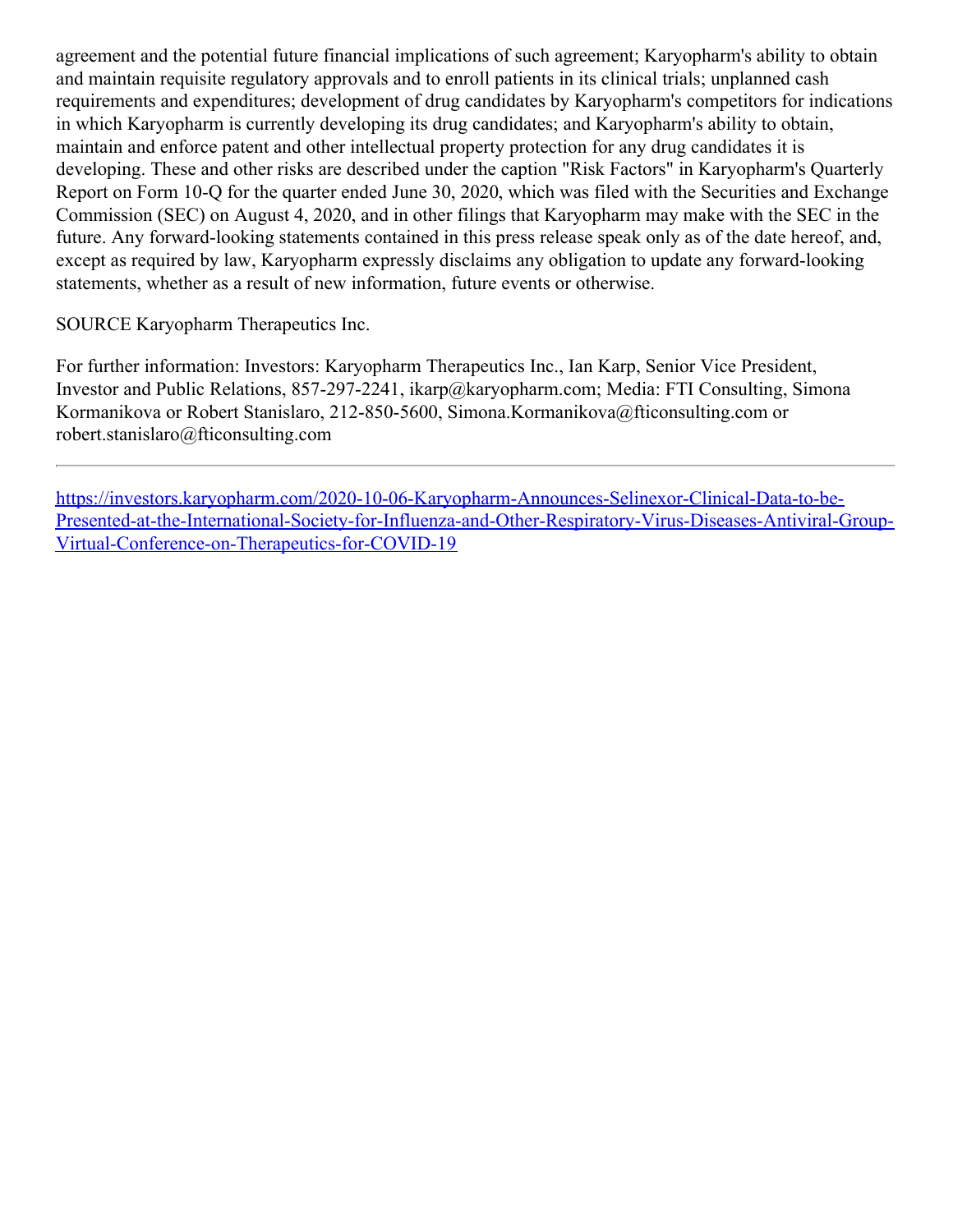agreement and the potential future financial implications of such agreement; Karyopharm's ability to obtain and maintain requisite regulatory approvals and to enroll patients in its clinical trials; unplanned cash requirements and expenditures; development of drug candidates by Karyopharm's competitors for indications in which Karyopharm is currently developing its drug candidates; and Karyopharm's ability to obtain, maintain and enforce patent and other intellectual property protection for any drug candidates it is developing. These and other risks are described under the caption "Risk Factors" in Karyopharm's Quarterly Report on Form 10-Q for the quarter ended June 30, 2020, which was filed with the Securities and Exchange Commission (SEC) on August 4, 2020, and in other filings that Karyopharm may make with the SEC in the future. Any forward-looking statements contained in this press release speak only as of the date hereof, and, except as required by law, Karyopharm expressly disclaims any obligation to update any forward-looking statements, whether as a result of new information, future events or otherwise.

SOURCE Karyopharm Therapeutics Inc.

For further information: Investors: Karyopharm Therapeutics Inc., Ian Karp, Senior Vice President, Investor and Public Relations, 857-297-2241, ikarp@karyopharm.com; Media: FTI Consulting, Simona Kormanikova or Robert Stanislaro, 212-850-5600, Simona.Kormanikova@fticonsulting.com or robert.stanislaro@fticonsulting.com

---

https://investors.karyopharm.com/2020-10-06-Karyopharm-Announces-Selinexor-Clinical-Data-to-be-Presented-at-the-International-Society-for-Influenza-and-Other-Respiratory-Virus-Diseases-Antiviral-Group-Virtual-Conference-on-Therapeutics-for-COVID-19